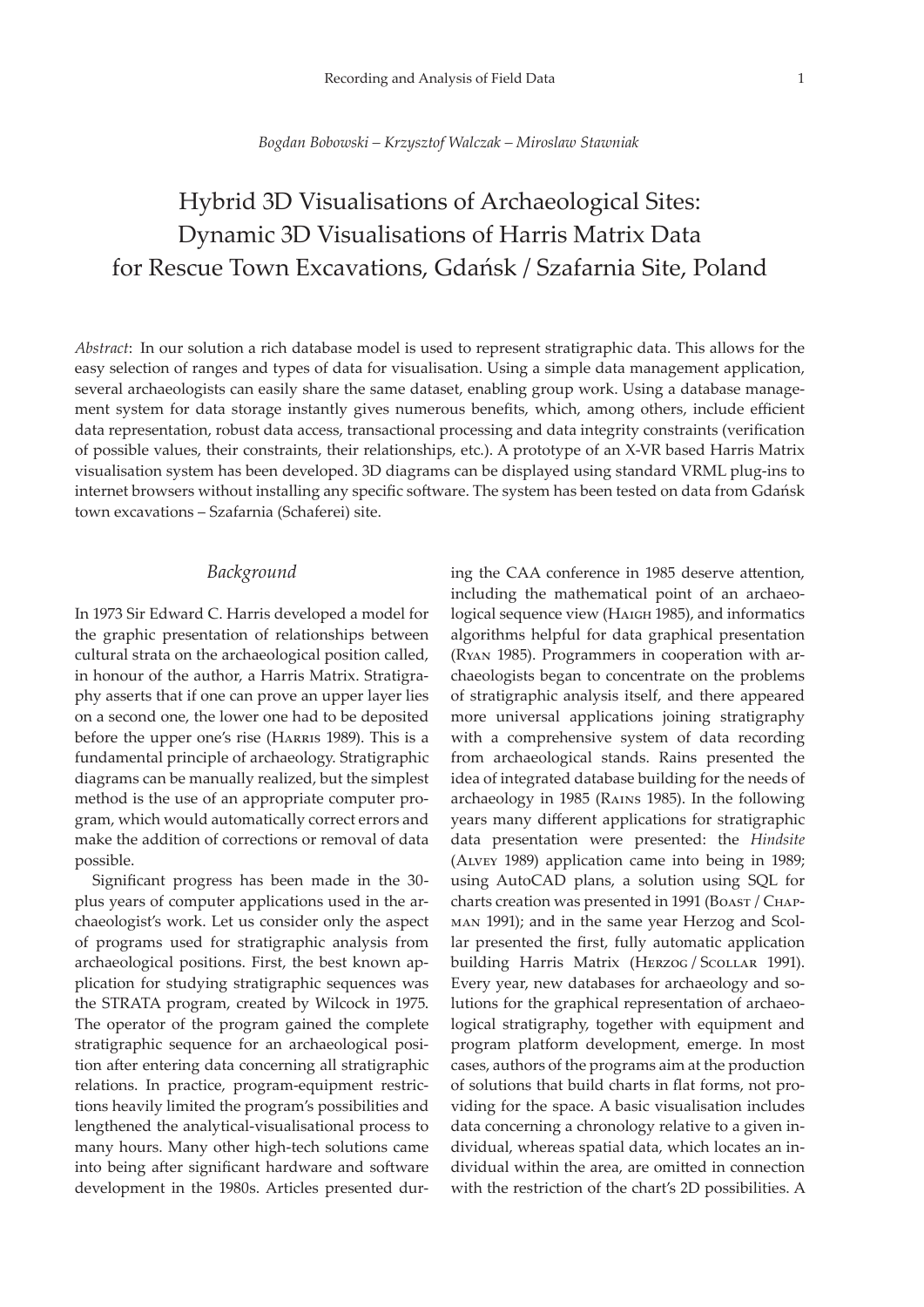*Bogdan Bobowski – Krzysztof Walczak – Miroslaw Stawniak*

# Hybrid 3D Visualisations of Archaeological Sites: Dynamic 3D Visualisations of Harris Matrix Data for Rescue Town Excavations, Gdańsk / Szafarnia Site, Poland

*Abstract*: In our solution a rich database model is used to represent stratigraphic data. This allows for the easy selection of ranges and types of data for visualisation. Using a simple data management application, several archaeologists can easily share the same dataset, enabling group work. Using a database management system for data storage instantly gives numerous benefits, which, among others, include efficient data representation, robust data access, transactional processing and data integrity constraints (verification of possible values, their constraints, their relationships, etc.). A prototype of an X-VR based Harris Matrix visualisation system has been developed. 3D diagrams can be displayed using standard VRML plug-ins to internet browsers without installing any specific software. The system has been tested on data from Gdańsk town excavations – Szafarnia (Schaferei) site.

## *Background*

In 1973 Sir Edward C. Harris developed a model for the graphic presentation of relationships between cultural strata on the archaeological position called, in honour of the author, a Harris Matrix. Stratigraphy asserts that if one can prove an upper layer lies on a second one, the lower one had to be deposited before the upper one's rise (Harris 1989). This is a fundamental principle of archaeology. Stratigraphic diagrams can be manually realized, but the simplest method is the use of an appropriate computer program, which would automatically correct errors and make the addition of corrections or removal of data possible.

Significant progress has been made in the 30-plus years of computer applications used in the archaeologist's work. Let us consider only the aspect of programs used for stratigraphic analysis from archaeological positions. First, the best known application for studying stratigraphic sequences was the STRATA program, created by Wilcock in 1975. The operator of the program gained the complete stratigraphic sequence for an archaeological position after entering data concerning all stratigraphic relations. In practice, program-equipment restrictions heavily limited the program's possibilities and lengthened the analytical-visualisational process to many hours. Many other high-tech solutions came into being after significant hardware and software development in the 1980s. Articles presented during the CAA conference in 1985 deserve attention, including the mathematical point of an archaeological sequence view (Haigh 1985), and informatics algorithms helpful for data graphical presentation (Ryan 1985). Programmers in cooperation with archaeologists began to concentrate on the problems of stratigraphic analysis itself, and there appeared more universal applications joining stratigraphy with a comprehensive system of data recording from archaeological stands. Rains presented the idea of integrated database building for the needs of archaeology in 1985 (Rains 1985). In the following years many different applications for stratigraphic data presentation were presented: the *Hindsite* (Alvey 1989) application came into being in 1989; using AutoCAD plans, a solution using SQL for charts creation was presented in 1991 (Boast / Chapman 1991); and in the same year Herzog and Scollar presented the first, fully automatic application building Harris Matrix (Herzog / Scollar 1991). Every year, new databases for archaeology and solutions for the graphical representation of archaeological stratigraphy, together with equipment and program platform development, emerge. In most cases, authors of the programs aim at the production of solutions that build charts in flat forms, not providing for the space. A basic visualisation includes data concerning a chronology relative to a given individual, whereas spatial data, which locates an individual within the area, are omitted in connection with the restriction of the chart's 2D possibilities. A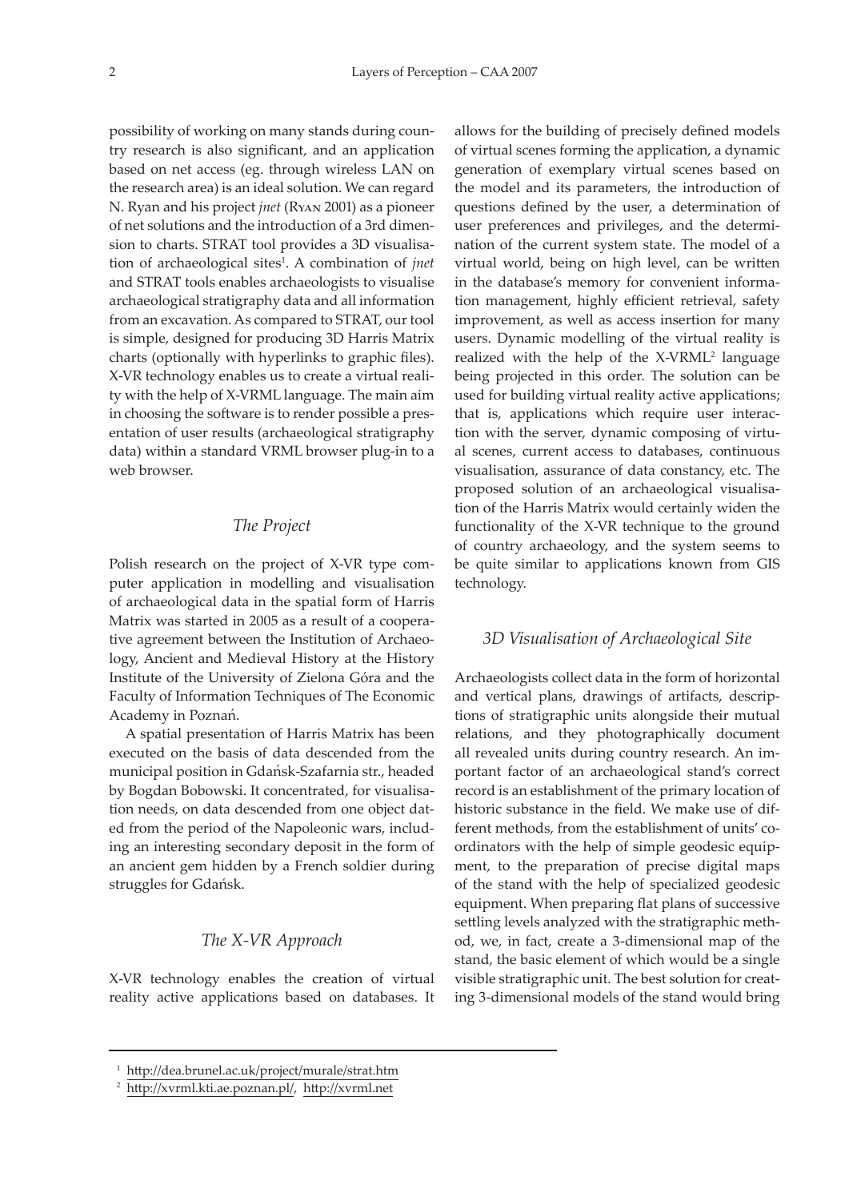possibility of working on many stands during country research is also significant, and an application based on net access (eg. through wireless LAN on the research area) is an ideal solution. We can regard N. Ryan and his project *jnet* (Ryan 2001) as a pioneer of net solutions and the introduction of a 3rd dimension to charts. STRAT tool provides a 3D visualisation of archaeological sites[1]. A combination of *jnet* and STRAT tools enables archaeologists to visualise archaeological stratigraphy data and all information from an excavation. As compared to STRAT, our tool is simple, designed for producing 3D Harris Matrix charts (optionally with hyperlinks to graphic files). X-VR technology enables us to create a virtual reality with the help of X-VRML language. The main aim in choosing the software is to render possible a presentation of user results (archaeological stratigraphy data) within a standard VRML browser plug-in to a web browser.

## *The Project*

Polish research on the project of X-VR type computer application in modelling and visualisation of archaeological data in the spatial form of Harris Matrix was started in 2005 as a result of a cooperative agreement between the Institution of Archaeology, Ancient and Medieval History at the History Institute of the University of Zielona Góra and the Faculty of Information Techniques of The Economic Academy in Poznań.

A spatial presentation of Harris Matrix has been executed on the basis of data descended from the municipal position in Gdańsk-Szafarnia str., headed by Bogdan Bobowski. It concentrated, for visualisation needs, on data descended from one object dated from the period of the Napoleonic wars, including an interesting secondary deposit in the form of an ancient gem hidden by a French soldier during struggles for Gdańsk.

## *The X-VR Approach*

X-VR technology enables the creation of virtual reality active applications based on databases. It allows for the building of precisely defined models of virtual scenes forming the application, a dynamic generation of exemplary virtual scenes based on the model and its parameters, the introduction of questions defined by the user, a determination of user preferences and privileges, and the determination of the current system state. The model of a virtual world, being on high level, can be written in the database's memory for convenient information management, highly efficient retrieval, safety improvement, as well as access insertion for many users. Dynamic modelling of the virtual reality is realized with the help of the X-VRML[2] language being projected in this order. The solution can be used for building virtual reality active applications; that is, applications which require user interaction with the server, dynamic composing of virtual scenes, current access to databases, continuous visualisation, assurance of data constancy, etc. The proposed solution of an archaeological visualisation of the Harris Matrix would certainly widen the functionality of the X-VR technique to the ground of country archaeology, and the system seems to be quite similar to applications known from GIS technology.

## *3D Visualisation of Archaeological Site*

Archaeologists collect data in the form of horizontal and vertical plans, drawings of artifacts, descriptions of stratigraphic units alongside their mutual relations, and they photographically document all revealed units during country research. An important factor of an archaeological stand's correct record is an establishment of the primary location of historic substance in the field. We make use of different methods, from the establishment of units' coordinators with the help of simple geodesic equipment, to the preparation of precise digital maps of the stand with the help of specialized geodesic equipment. When preparing flat plans of successive settling levels analyzed with the stratigraphic method, we, in fact, create a 3-dimensional map of the stand, the basic element of which would be a single visible stratigraphic unit. The best solution for creating 3-dimensional models of the stand would bring

---

[1] http://dea.brunel.ac.uk/project/murale/strat.htm

[2] http://xvrml.kti.ae.poznan.pl/, http://xvrml.net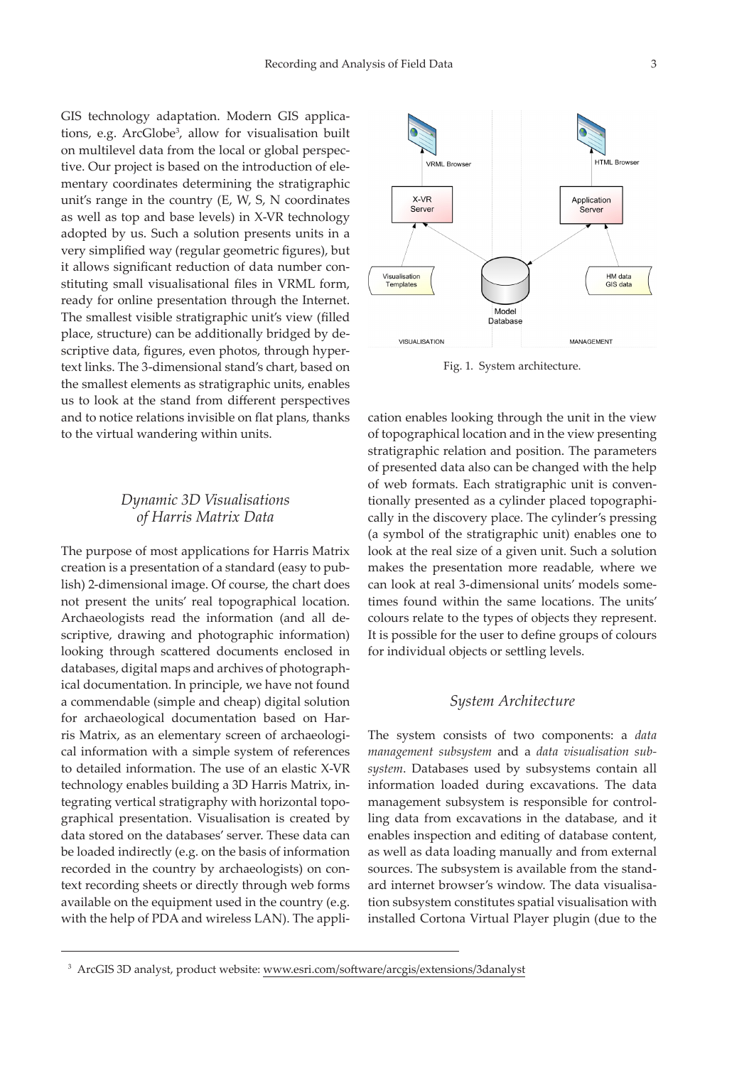GIS technology adaptation. Modern GIS applications, e.g. ArcGlobe[3], allow for visualisation built on multilevel data from the local or global perspective. Our project is based on the introduction of elementary coordinates determining the stratigraphic unit's range in the country (E, W, S, N coordinates as well as top and base levels) in X-VR technology adopted by us. Such a solution presents units in a very simplified way (regular geometric figures), but it allows significant reduction of data number constituting small visualisational files in VRML form, ready for online presentation through the Internet. The smallest visible stratigraphic unit's view (filled place, structure) can be additionally bridged by descriptive data, figures, even photos, through hypertext links. The 3-dimensional stand's chart, based on the smallest elements as stratigraphic units, enables us to look at the stand from different perspectives and to notice relations invisible on flat plans, thanks to the virtual wandering within units.

## *Dynamic 3D Visualisations of Harris Matrix Data*

The purpose of most applications for Harris Matrix creation is a presentation of a standard (easy to publish) 2-dimensional image. Of course, the chart does not present the units' real topographical location. Archaeologists read the information (and all descriptive, drawing and photographic information) looking through scattered documents enclosed in databases, digital maps and archives of photographical documentation. In principle, we have not found a commendable (simple and cheap) digital solution for archaeological documentation based on Harris Matrix, as an elementary screen of archaeological information with a simple system of references to detailed information. The use of an elastic X-VR technology enables building a 3D Harris Matrix, integrating vertical stratigraphy with horizontal topographical presentation. Visualisation is created by data stored on the databases' server. These data can be loaded indirectly (e.g. on the basis of information recorded in the country by archaeologists) on context recording sheets or directly through web forms available on the equipment used in the country (e.g. with the help of PDA and wireless LAN). The application enables looking through the unit in the view of topographical location and in the view presenting stratigraphic relation and position. The parameters of presented data also can be changed with the help of web formats. Each stratigraphic unit is conventionally presented as a cylinder placed topographically in the discovery place. The cylinder's pressing (a symbol of the stratigraphic unit) enables one to look at the real size of a given unit. Such a solution makes the presentation more readable, where we can look at real 3-dimensional units' models sometimes found within the same locations. The units' colours relate to the types of objects they represent. It is possible for the user to define groups of colours for individual objects or settling levels.

Fig. 1. System architecture.

## *System Architecture*

The system consists of two components: a *data management subsystem* and a *data visualisation subsystem*. Databases used by subsystems contain all information loaded during excavations. The data management subsystem is responsible for controlling data from excavations in the database, and it enables inspection and editing of database content, as well as data loading manually and from external sources. The subsystem is available from the standard internet browser's window. The data visualisation subsystem constitutes spatial visualisation with installed Cortona Virtual Player plugin (due to the

[3] ArcGIS 3D analyst, product website: www.esri.com/software/arcgis/extensions/3danalyst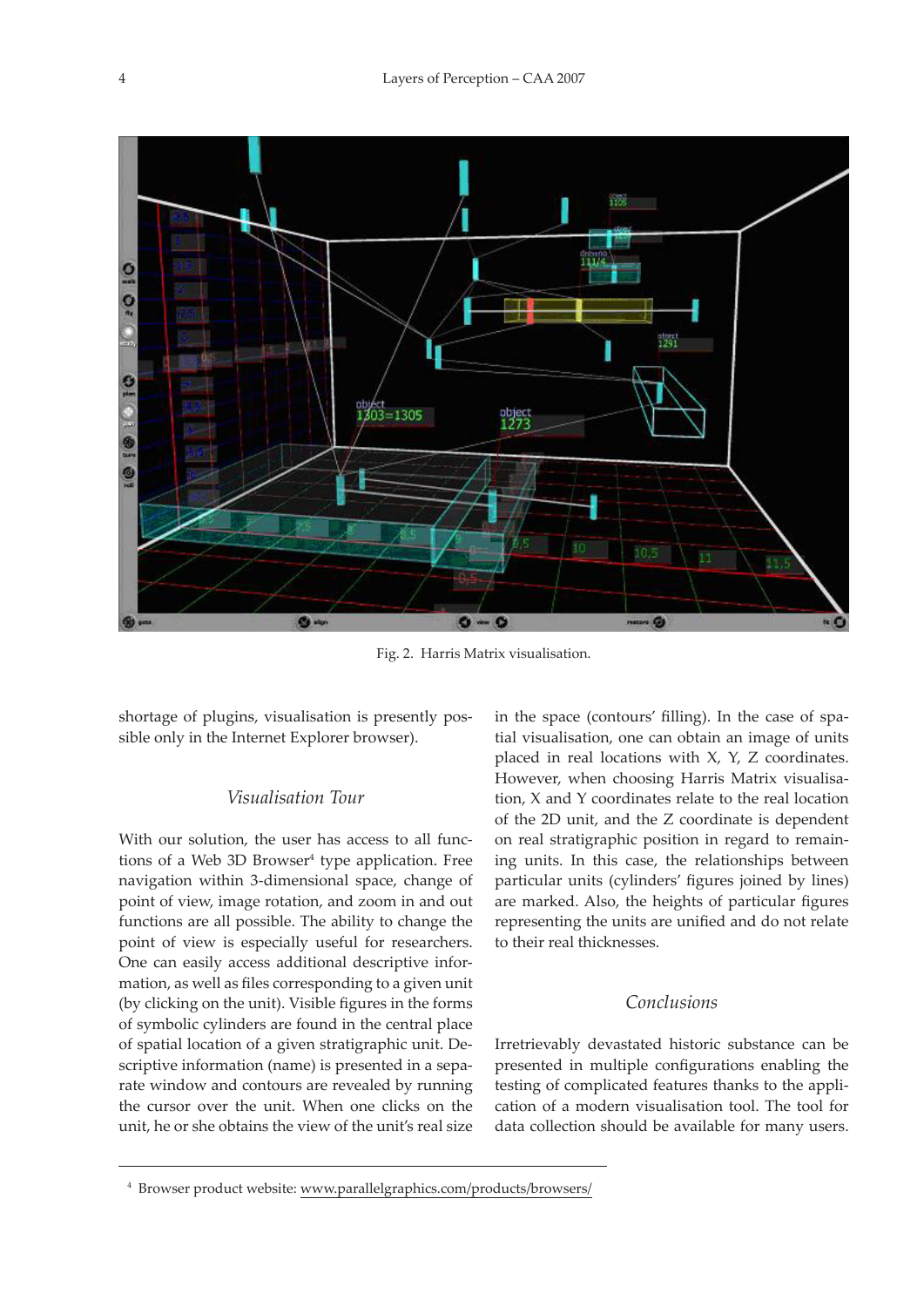Fig. 2. Harris Matrix visualisation.

shortage of plugins, visualisation is presently possible only in the Internet Explorer browser).

### Visualisation Tour

With our solution, the user has access to all functions of a Web 3D Browser[4] type application. Free navigation within 3-dimensional space, change of point of view, image rotation, and zoom in and out functions are all possible. The ability to change the point of view is especially useful for researchers. One can easily access additional descriptive information, as well as files corresponding to a given unit (by clicking on the unit). Visible figures in the forms of symbolic cylinders are found in the central place of spatial location of a given stratigraphic unit. Descriptive information (name) is presented in a separate window and contours are revealed by running the cursor over the unit. When one clicks on the unit, he or she obtains the view of the unit's real size in the space (contours' filling). In the case of spatial visualisation, one can obtain an image of units placed in real locations with X, Y, Z coordinates. However, when choosing Harris Matrix visualisation, X and Y coordinates relate to the real location of the 2D unit, and the Z coordinate is dependent on real stratigraphic position in regard to remaining units. In this case, the relationships between particular units (cylinders' figures joined by lines) are marked. Also, the heights of particular figures representing the units are unified and do not relate to their real thicknesses.

### Conclusions

Irretrievably devastated historic substance can be presented in multiple configurations enabling the testing of complicated features thanks to the application of a modern visualisation tool. The tool for data collection should be available for many users.

---

[4] Browser product website: www.parallelgraphics.com/products/browsers/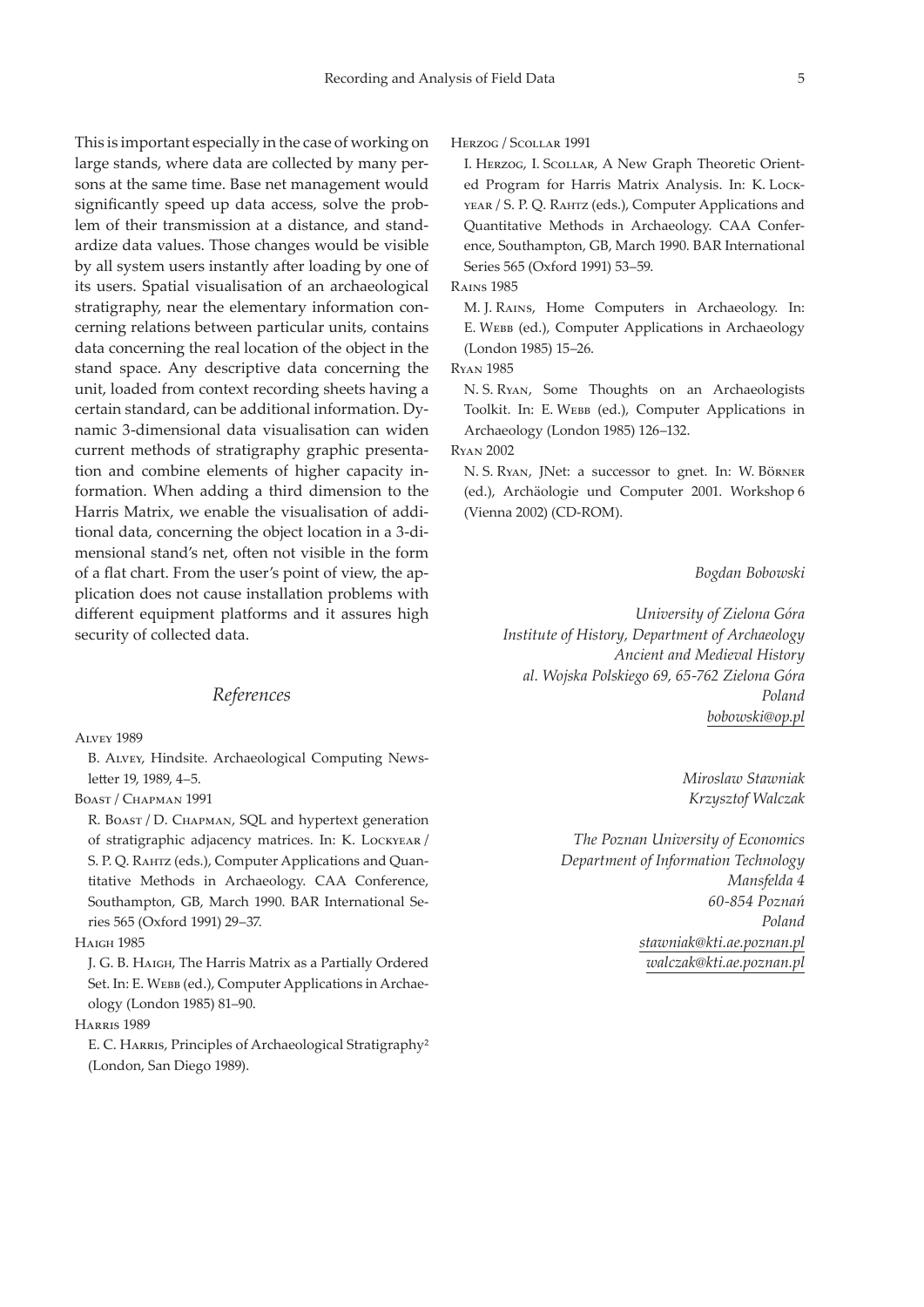This is important especially in the case of working on large stands, where data are collected by many persons at the same time. Base net management would significantly speed up data access, solve the problem of their transmission at a distance, and standardize data values. Those changes would be visible by all system users instantly after loading by one of its users. Spatial visualisation of an archaeological stratigraphy, near the elementary information concerning relations between particular units, contains data concerning the real location of the object in the stand space. Any descriptive data concerning the unit, loaded from context recording sheets having a certain standard, can be additional information. Dynamic 3-dimensional data visualisation can widen current methods of stratigraphy graphic presentation and combine elements of higher capacity information. When adding a third dimension to the Harris Matrix, we enable the visualisation of additional data, concerning the object location in a 3-dimensional stand's net, often not visible in the form of a flat chart. From the user's point of view, the application does not cause installation problems with different equipment platforms and it assures high security of collected data.

## *References*

Alvey 1989

B. Alvey, Hindsite. Archaeological Computing Newsletter 19, 1989, 4–5.

Boast / Chapman 1991

R. Boast / D. Chapman, SQL and hypertext generation of stratigraphic adjacency matrices. In: K. Lockyear / S. P. Q. Rahtz (eds.), Computer Applications and Quantitative Methods in Archaeology. CAA Conference, Southampton, GB, March 1990. BAR International Series 565 (Oxford 1991) 29–37.

Haigh 1985

J. G. B. Haigh, The Harris Matrix as a Partially Ordered Set. In: E. Webb (ed.), Computer Applications in Archaeology (London 1985) 81–90.

Harris 1989

E. C. Harris, Principles of Archaeological Stratigraphy[2] (London, San Diego 1989).

Herzog / Scollar 1991

I. Herzog, I. Scollar, A New Graph Theoretic Oriented Program for Harris Matrix Analysis. In: K. Lockyear / S. P. Q. Rahtz (eds.), Computer Applications and Quantitative Methods in Archaeology. CAA Conference, Southampton, GB, March 1990. BAR International Series 565 (Oxford 1991) 53–59.

Rains 1985

M. J. Rains, Home Computers in Archaeology. In: E. Webb (ed.), Computer Applications in Archaeology (London 1985) 15–26.

Ryan 1985

N. S. Ryan, Some Thoughts on an Archaeologists Toolkit. In: E. Webb (ed.), Computer Applications in Archaeology (London 1985) 126–132.

Ryan 2002

N. S. Ryan, JNet: a successor to gnet. In: W. Börner (ed.), Archäologie und Computer 2001. Workshop 6 (Vienna 2002) (CD-ROM).

*Bogdan Bobowski*

*University of Zielona Góra*
*Institute of History, Department of Archaeology*
*Ancient and Medieval History*
*al. Wojska Polskiego 69, 65-762 Zielona Góra*
*Poland*
*bobowski@op.pl*

*Miroslaw Stawniak*
*Krzysztof Walczak*

*The Poznan University of Economics*
*Department of Information Technology*
*Mansfelda 4*
*60-854 Poznań*
*Poland*
*stawniak@kti.ae.poznan.pl*
*walczak@kti.ae.poznan.pl*